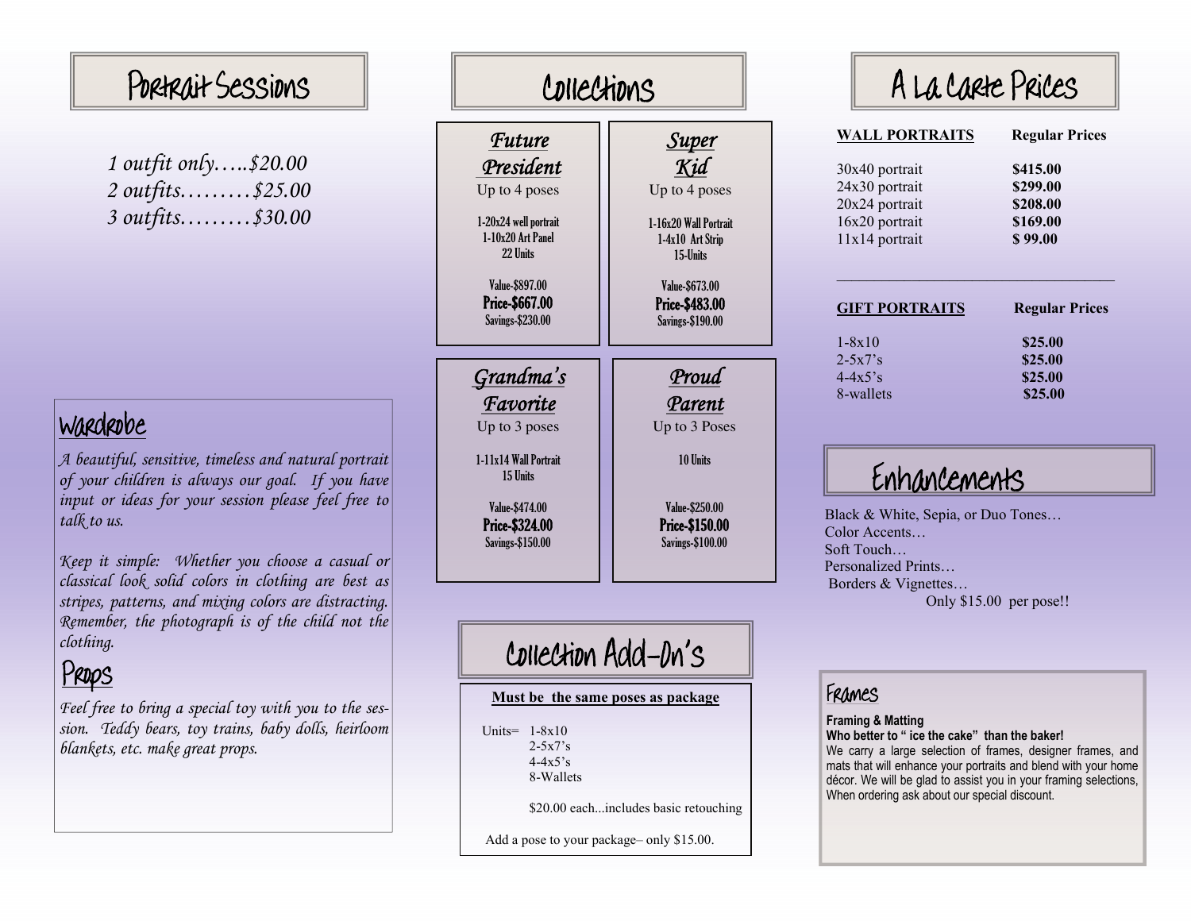# Portrait Sessions

*1 outfit only…..$20.00*
*2 outfits………$25.00*
*3 outfits………$30.00*

## Wardrobe

*A beautiful, sensitive, timeless and natural portrait of your children is always our goal. If you have input or ideas for your session please feel free to talk to us.*

*Keep it simple: Whether you choose a casual or classical look solid colors in clothing are best as stripes, patterns, and mixing colors are distracting. Remember, the photograph is of the child not the clothing.*

## Props

*Feel free to bring a special toy with you to the session. Teddy bears, toy trains, baby dolls, heirloom blankets, etc. make great props.*

# Collections

### *Future President*

Up to 4 poses

1-20x24 well portrait
1-10x20 Art Panel
22 Units

Value-$897.00
**Price-$667.00**
Savings-$230.00

### *Super Kid*

Up to 4 poses

1-16x20 Wall Portrait
1-4x10 Art Strip
15-Units

Value-$673.00
**Price-$483.00**
Savings-$190.00

### *Grandma's Favorite*

Up to 3 poses

1-11x14 Wall Portrait
15 Units

Value-$474.00
**Price-$324.00**
Savings-$150.00

### *Proud Parent*

Up to 3 Poses

10 Units

Value-$250.00
**Price-$150.00**
Savings-$100.00

## Collection Add-On's

**Must be the same poses as package**

Units= 1-8x10
2-5x7's
4-4x5's
8-Wallets

$20.00 each...includes basic retouching

Add a pose to your package– only $15.00.

# A La Carte Prices

| **WALL PORTRAITS** | **Regular Prices** |
|---|---|
| 30x40 portrait | **$415.00** |
| 24x30 portrait | **$299.00** |
| 20x24 portrait | **$208.00** |
| 16x20 portrait | **$169.00** |
| 11x14 portrait | **$ 99.00** |

| **GIFT PORTRAITS** | **Regular Prices** |
|---|---|
| 1-8x10 | **$25.00** |
| 2-5x7's | **$25.00** |
| 4-4x5's | **$25.00** |
| 8-wallets | **$25.00** |

## Enhancements

Black & White, Sepia, or Duo Tones…
Color Accents…
Soft Touch…
Personalized Prints…
Borders & Vignettes…
Only $15.00 per pose!!

## Frames

**Framing & Matting**
**Who better to " ice the cake" than the baker!**
We carry a large selection of frames, designer frames, and mats that will enhance your portraits and blend with your home décor. We will be glad to assist you in your framing selections, When ordering ask about our special discount.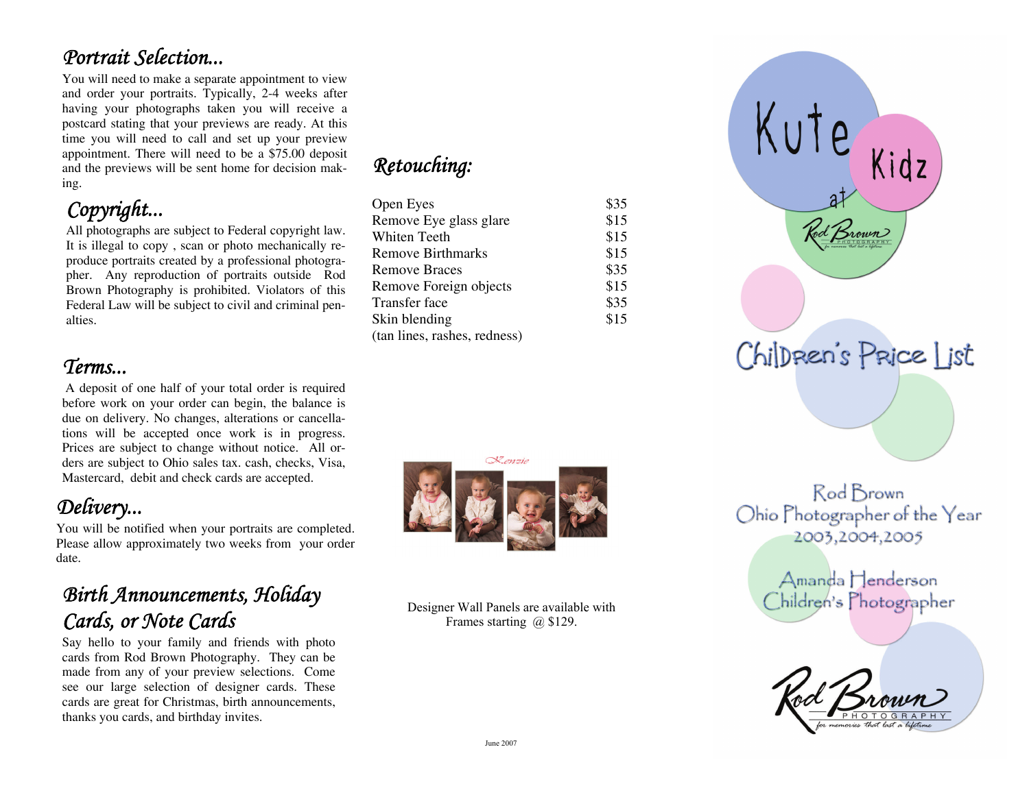## Portrait Selection...

You will need to make a separate appointment to view and order your portraits. Typically, 2-4 weeks after having your photographs taken you will receive a postcard stating that your previews are ready. At this time you will need to call and set up your preview appointment. There will need to be a $75.00 deposit and the previews will be sent home for decision making.

## Copyright...

All photographs are subject to Federal copyright law. It is illegal to copy , scan or photo mechanically reproduce portraits created by a professional photographer. Any reproduction of portraits outside Rod Brown Photography is prohibited. Violators of this Federal Law will be subject to civil and criminal penalties.

## Terms...

A deposit of one half of your total order is required before work on your order can begin, the balance is due on delivery. No changes, alterations or cancellations will be accepted once work is in progress. Prices are subject to change without notice. All orders are subject to Ohio sales tax. cash, checks, Visa, Mastercard, debit and check cards are accepted.

## Delivery...

You will be notified when your portraits are completed. Please allow approximately two weeks from your order date.

## Birth Announcements, Holiday Cards, or Note Cards

Say hello to your family and friends with photo cards from Rod Brown Photography. They can be made from any of your preview selections. Come see our large selection of designer cards. These cards are great for Christmas, birth announcements, thanks you cards, and birthday invites.

## Retouching:

| | |
|---|---|
| Open Eyes | $35 |
| Remove Eye glass glare | $15 |
| Whiten Teeth | $15 |
| Remove Birthmarks | $15 |
| Remove Braces | $35 |
| Remove Foreign objects | $15 |
| Transfer face | $35 |
| Skin blending (tan lines, rashes, redness) | $15 |

Kenzie

Designer Wall Panels are available with Frames starting @ $129.

June 2007

# Kute Kidz at Rod Brown

## Children's Price List

Rod Brown
Ohio Photographer of the Year
2003,2004,2005

Amanda Henderson
Children's Photographer

Rod Brown PHOTOGRAPHY
for memories that last a lifetime